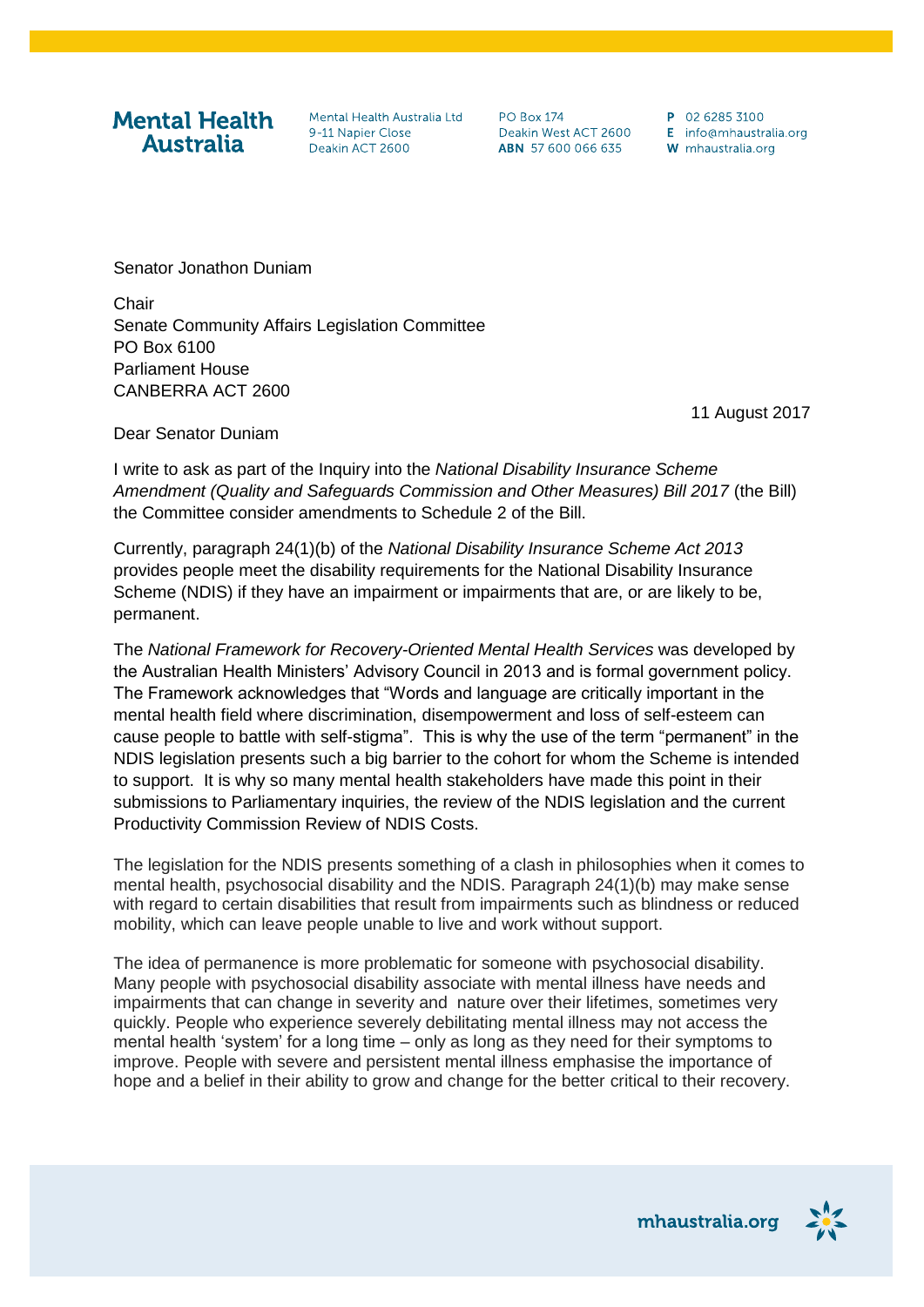**Mental Health Australia**

Mental Health Australia Ltd
9-11 Napier Close
Deakin ACT 2600

PO Box 174
Deakin West ACT 2600
**ABN** 57 600 066 635

**P** 02 6285 3100
**E** info@mhaustralia.org
**W** mhaustralia.org

Senator Jonathon Duniam

Chair
Senate Community Affairs Legislation Committee
PO Box 6100
Parliament House
CANBERRA ACT 2600

11 August 2017

Dear Senator Duniam

I write to ask as part of the Inquiry into the *National Disability Insurance Scheme Amendment (Quality and Safeguards Commission and Other Measures) Bill 2017* (the Bill) the Committee consider amendments to Schedule 2 of the Bill.

Currently, paragraph 24(1)(b) of the *National Disability Insurance Scheme Act 2013* provides people meet the disability requirements for the National Disability Insurance Scheme (NDIS) if they have an impairment or impairments that are, or are likely to be, permanent.

The *National Framework for Recovery-Oriented Mental Health Services* was developed by the Australian Health Ministers' Advisory Council in 2013 and is formal government policy. The Framework acknowledges that "Words and language are critically important in the mental health field where discrimination, disempowerment and loss of self-esteem can cause people to battle with self-stigma". This is why the use of the term "permanent" in the NDIS legislation presents such a big barrier to the cohort for whom the Scheme is intended to support. It is why so many mental health stakeholders have made this point in their submissions to Parliamentary inquiries, the review of the NDIS legislation and the current Productivity Commission Review of NDIS Costs.

The legislation for the NDIS presents something of a clash in philosophies when it comes to mental health, psychosocial disability and the NDIS. Paragraph 24(1)(b) may make sense with regard to certain disabilities that result from impairments such as blindness or reduced mobility, which can leave people unable to live and work without support.

The idea of permanence is more problematic for someone with psychosocial disability. Many people with psychosocial disability associate with mental illness have needs and impairments that can change in severity and nature over their lifetimes, sometimes very quickly. People who experience severely debilitating mental illness may not access the mental health 'system' for a long time – only as long as they need for their symptoms to improve. People with severe and persistent mental illness emphasise the importance of hope and a belief in their ability to grow and change for the better critical to their recovery.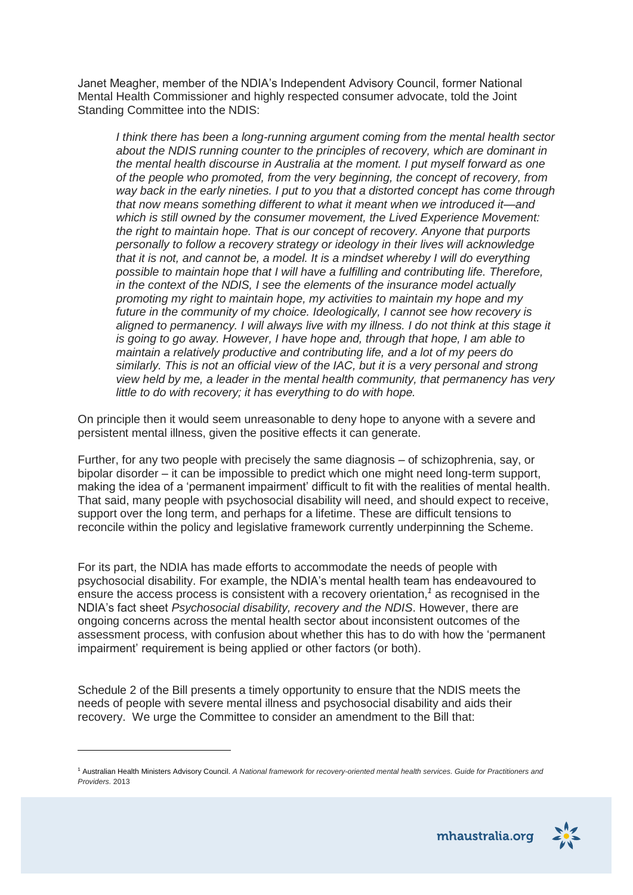Janet Meagher, member of the NDIA's Independent Advisory Council, former National Mental Health Commissioner and highly respected consumer advocate, told the Joint Standing Committee into the NDIS:

> *I think there has been a long-running argument coming from the mental health sector about the NDIS running counter to the principles of recovery, which are dominant in the mental health discourse in Australia at the moment. I put myself forward as one of the people who promoted, from the very beginning, the concept of recovery, from way back in the early nineties. I put to you that a distorted concept has come through that now means something different to what it meant when we introduced it—and which is still owned by the consumer movement, the Lived Experience Movement: the right to maintain hope. That is our concept of recovery. Anyone that purports personally to follow a recovery strategy or ideology in their lives will acknowledge that it is not, and cannot be, a model. It is a mindset whereby I will do everything possible to maintain hope that I will have a fulfilling and contributing life. Therefore, in the context of the NDIS, I see the elements of the insurance model actually promoting my right to maintain hope, my activities to maintain my hope and my future in the community of my choice. Ideologically, I cannot see how recovery is aligned to permanency. I will always live with my illness. I do not think at this stage it is going to go away. However, I have hope and, through that hope, I am able to maintain a relatively productive and contributing life, and a lot of my peers do similarly. This is not an official view of the IAC, but it is a very personal and strong view held by me, a leader in the mental health community, that permanency has very little to do with recovery; it has everything to do with hope.*

On principle then it would seem unreasonable to deny hope to anyone with a severe and persistent mental illness, given the positive effects it can generate.

Further, for any two people with precisely the same diagnosis – of schizophrenia, say, or bipolar disorder – it can be impossible to predict which one might need long-term support, making the idea of a 'permanent impairment' difficult to fit with the realities of mental health. That said, many people with psychosocial disability will need, and should expect to receive, support over the long term, and perhaps for a lifetime. These are difficult tensions to reconcile within the policy and legislative framework currently underpinning the Scheme.

For its part, the NDIA has made efforts to accommodate the needs of people with psychosocial disability. For example, the NDIA's mental health team has endeavoured to ensure the access process is consistent with a recovery orientation,[1] as recognised in the NDIA's fact sheet *Psychosocial disability, recovery and the NDIS*. However, there are ongoing concerns across the mental health sector about inconsistent outcomes of the assessment process, with confusion about whether this has to do with how the 'permanent impairment' requirement is being applied or other factors (or both).

Schedule 2 of the Bill presents a timely opportunity to ensure that the NDIS meets the needs of people with severe mental illness and psychosocial disability and aids their recovery. We urge the Committee to consider an amendment to the Bill that:

---

[1] Australian Health Ministers Advisory Council. *A National framework for recovery-oriented mental health services. Guide for Practitioners and Providers.* 2013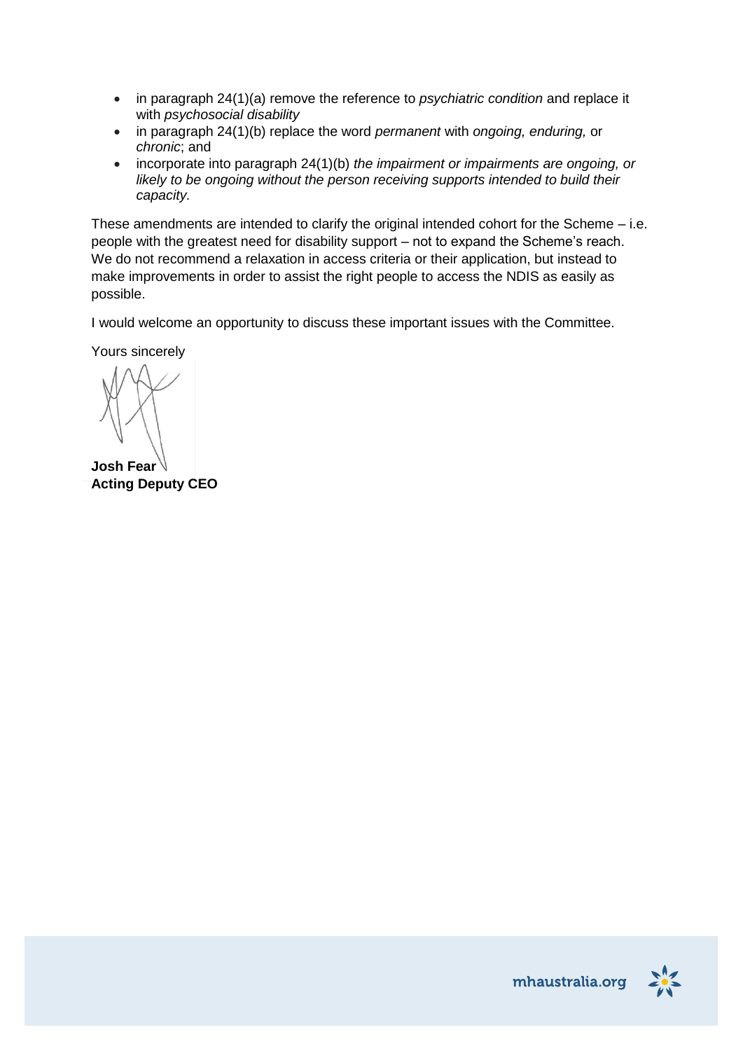- in paragraph 24(1)(a) remove the reference to *psychiatric condition* and replace it with *psychosocial disability*
- in paragraph 24(1)(b) replace the word *permanent* with *ongoing, enduring,* or *chronic*; and
- incorporate into paragraph 24(1)(b) *the impairment or impairments are ongoing, or likely to be ongoing without the person receiving supports intended to build their capacity.*

These amendments are intended to clarify the original intended cohort for the Scheme – i.e. people with the greatest need for disability support – not to expand the Scheme's reach. We do not recommend a relaxation in access criteria or their application, but instead to make improvements in order to assist the right people to access the NDIS as easily as possible.

I would welcome an opportunity to discuss these important issues with the Committee.

Yours sincerely

**Josh Fear**
**Acting Deputy CEO**